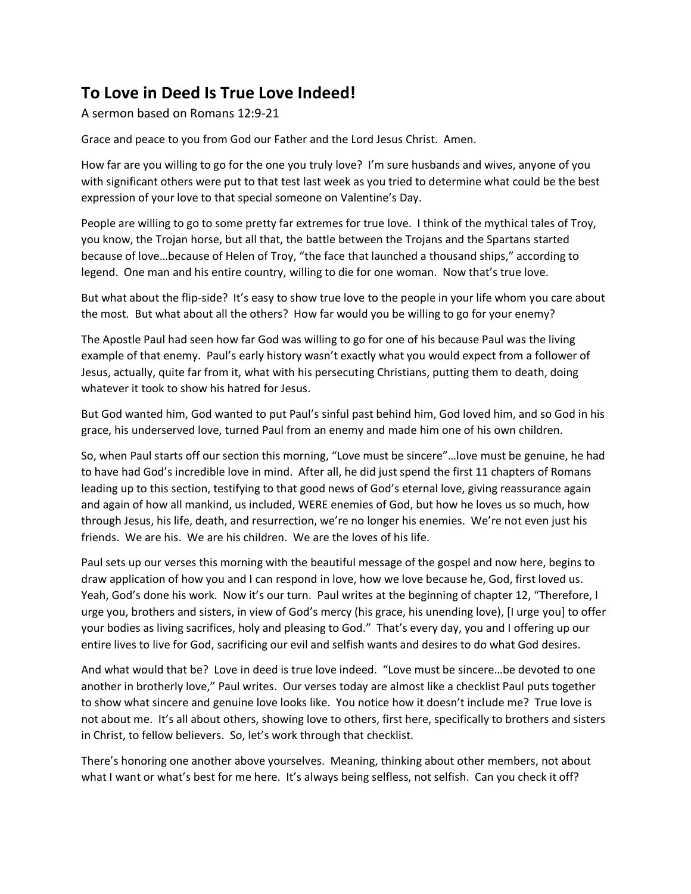# To Love in Deed Is True Love Indeed!

A sermon based on Romans 12:9-21

Grace and peace to you from God our Father and the Lord Jesus Christ. Amen.

How far are you willing to go for the one you truly love? I'm sure husbands and wives, anyone of you with significant others were put to that test last week as you tried to determine what could be the best expression of your love to that special someone on Valentine's Day.

People are willing to go to some pretty far extremes for true love. I think of the mythical tales of Troy, you know, the Trojan horse, but all that, the battle between the Trojans and the Spartans started because of love…because of Helen of Troy, "the face that launched a thousand ships," according to legend. One man and his entire country, willing to die for one woman. Now that's true love.

But what about the flip-side? It's easy to show true love to the people in your life whom you care about the most. But what about all the others? How far would you be willing to go for your enemy?

The Apostle Paul had seen how far God was willing to go for one of his because Paul was the living example of that enemy. Paul's early history wasn't exactly what you would expect from a follower of Jesus, actually, quite far from it, what with his persecuting Christians, putting them to death, doing whatever it took to show his hatred for Jesus.

But God wanted him, God wanted to put Paul's sinful past behind him, God loved him, and so God in his grace, his underserved love, turned Paul from an enemy and made him one of his own children.

So, when Paul starts off our section this morning, "Love must be sincere"…love must be genuine, he had to have had God's incredible love in mind. After all, he did just spend the first 11 chapters of Romans leading up to this section, testifying to that good news of God's eternal love, giving reassurance again and again of how all mankind, us included, WERE enemies of God, but how he loves us so much, how through Jesus, his life, death, and resurrection, we're no longer his enemies. We're not even just his friends. We are his. We are his children. We are the loves of his life.

Paul sets up our verses this morning with the beautiful message of the gospel and now here, begins to draw application of how you and I can respond in love, how we love because he, God, first loved us. Yeah, God's done his work. Now it's our turn. Paul writes at the beginning of chapter 12, "Therefore, I urge you, brothers and sisters, in view of God's mercy (his grace, his unending love), [I urge you] to offer your bodies as living sacrifices, holy and pleasing to God." That's every day, you and I offering up our entire lives to live for God, sacrificing our evil and selfish wants and desires to do what God desires.

And what would that be? Love in deed is true love indeed. "Love must be sincere…be devoted to one another in brotherly love," Paul writes. Our verses today are almost like a checklist Paul puts together to show what sincere and genuine love looks like. You notice how it doesn't include me? True love is not about me. It's all about others, showing love to others, first here, specifically to brothers and sisters in Christ, to fellow believers. So, let's work through that checklist.

There's honoring one another above yourselves. Meaning, thinking about other members, not about what I want or what's best for me here. It's always being selfless, not selfish. Can you check it off?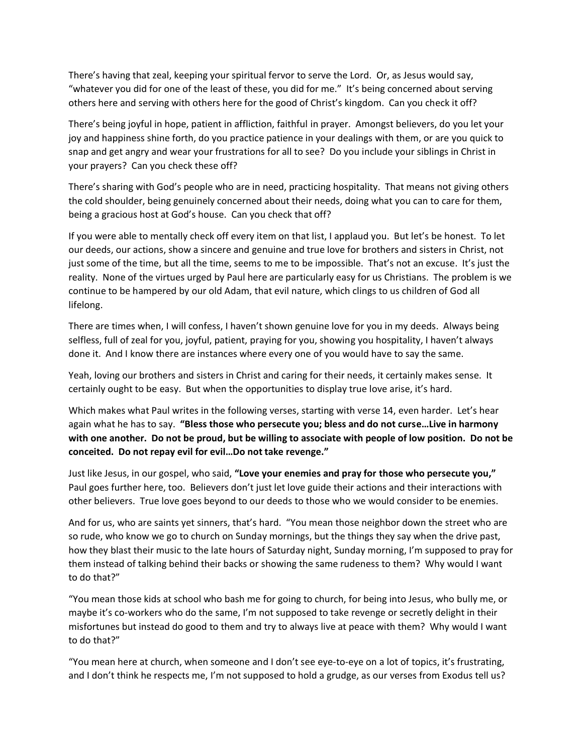There's having that zeal, keeping your spiritual fervor to serve the Lord. Or, as Jesus would say, "whatever you did for one of the least of these, you did for me." It's being concerned about serving others here and serving with others here for the good of Christ's kingdom. Can you check it off?

There's being joyful in hope, patient in affliction, faithful in prayer. Amongst believers, do you let your joy and happiness shine forth, do you practice patience in your dealings with them, or are you quick to snap and get angry and wear your frustrations for all to see? Do you include your siblings in Christ in your prayers? Can you check these off?

There's sharing with God's people who are in need, practicing hospitality. That means not giving others the cold shoulder, being genuinely concerned about their needs, doing what you can to care for them, being a gracious host at God's house. Can you check that off?

If you were able to mentally check off every item on that list, I applaud you. But let's be honest. To let our deeds, our actions, show a sincere and genuine and true love for brothers and sisters in Christ, not just some of the time, but all the time, seems to me to be impossible. That's not an excuse. It's just the reality. None of the virtues urged by Paul here are particularly easy for us Christians. The problem is we continue to be hampered by our old Adam, that evil nature, which clings to us children of God all lifelong.

There are times when, I will confess, I haven't shown genuine love for you in my deeds. Always being selfless, full of zeal for you, joyful, patient, praying for you, showing you hospitality, I haven't always done it. And I know there are instances where every one of you would have to say the same.

Yeah, loving our brothers and sisters in Christ and caring for their needs, it certainly makes sense. It certainly ought to be easy. But when the opportunities to display true love arise, it's hard.

Which makes what Paul writes in the following verses, starting with verse 14, even harder. Let's hear again what he has to say. **"Bless those who persecute you; bless and do not curse…Live in harmony with one another. Do not be proud, but be willing to associate with people of low position. Do not be conceited. Do not repay evil for evil…Do not take revenge."**

Just like Jesus, in our gospel, who said, **"Love your enemies and pray for those who persecute you,"** Paul goes further here, too. Believers don't just let love guide their actions and their interactions with other believers. True love goes beyond to our deeds to those who we would consider to be enemies.

And for us, who are saints yet sinners, that's hard. "You mean those neighbor down the street who are so rude, who know we go to church on Sunday mornings, but the things they say when the drive past, how they blast their music to the late hours of Saturday night, Sunday morning, I'm supposed to pray for them instead of talking behind their backs or showing the same rudeness to them? Why would I want to do that?"

"You mean those kids at school who bash me for going to church, for being into Jesus, who bully me, or maybe it's co-workers who do the same, I'm not supposed to take revenge or secretly delight in their misfortunes but instead do good to them and try to always live at peace with them? Why would I want to do that?"

"You mean here at church, when someone and I don't see eye-to-eye on a lot of topics, it's frustrating, and I don't think he respects me, I'm not supposed to hold a grudge, as our verses from Exodus tell us?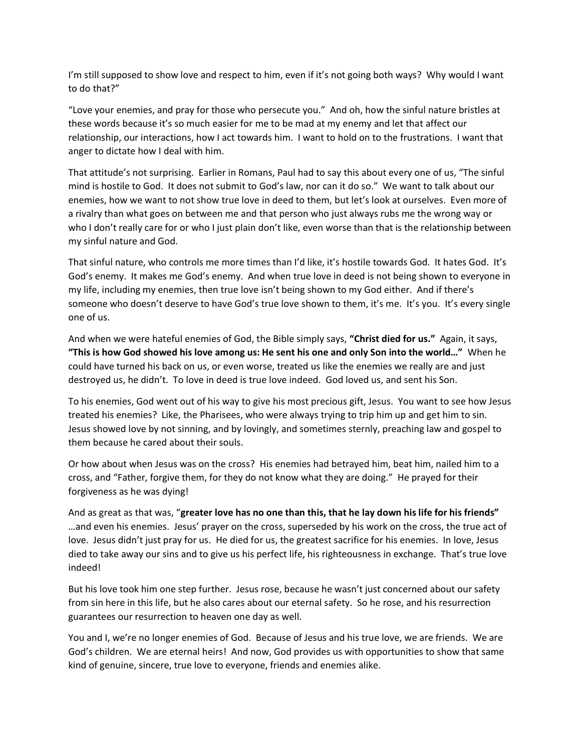I'm still supposed to show love and respect to him, even if it's not going both ways? Why would I want to do that?"

"Love your enemies, and pray for those who persecute you." And oh, how the sinful nature bristles at these words because it's so much easier for me to be mad at my enemy and let that affect our relationship, our interactions, how I act towards him. I want to hold on to the frustrations. I want that anger to dictate how I deal with him.

That attitude's not surprising. Earlier in Romans, Paul had to say this about every one of us, "The sinful mind is hostile to God. It does not submit to God's law, nor can it do so." We want to talk about our enemies, how we want to not show true love in deed to them, but let's look at ourselves. Even more of a rivalry than what goes on between me and that person who just always rubs me the wrong way or who I don't really care for or who I just plain don't like, even worse than that is the relationship between my sinful nature and God.

That sinful nature, who controls me more times than I'd like, it's hostile towards God. It hates God. It's God's enemy. It makes me God's enemy. And when true love in deed is not being shown to everyone in my life, including my enemies, then true love isn't being shown to my God either. And if there's someone who doesn't deserve to have God's true love shown to them, it's me. It's you. It's every single one of us.

And when we were hateful enemies of God, the Bible simply says, **"Christ died for us."** Again, it says, **"This is how God showed his love among us: He sent his one and only Son into the world…"** When he could have turned his back on us, or even worse, treated us like the enemies we really are and just destroyed us, he didn't. To love in deed is true love indeed. God loved us, and sent his Son.

To his enemies, God went out of his way to give his most precious gift, Jesus. You want to see how Jesus treated his enemies? Like, the Pharisees, who were always trying to trip him up and get him to sin. Jesus showed love by not sinning, and by lovingly, and sometimes sternly, preaching law and gospel to them because he cared about their souls.

Or how about when Jesus was on the cross? His enemies had betrayed him, beat him, nailed him to a cross, and "Father, forgive them, for they do not know what they are doing." He prayed for their forgiveness as he was dying!

And as great as that was, "**greater love has no one than this, that he lay down his life for his friends"** …and even his enemies. Jesus' prayer on the cross, superseded by his work on the cross, the true act of love. Jesus didn't just pray for us. He died for us, the greatest sacrifice for his enemies. In love, Jesus died to take away our sins and to give us his perfect life, his righteousness in exchange. That's true love indeed!

But his love took him one step further. Jesus rose, because he wasn't just concerned about our safety from sin here in this life, but he also cares about our eternal safety. So he rose, and his resurrection guarantees our resurrection to heaven one day as well.

You and I, we're no longer enemies of God. Because of Jesus and his true love, we are friends. We are God's children. We are eternal heirs! And now, God provides us with opportunities to show that same kind of genuine, sincere, true love to everyone, friends and enemies alike.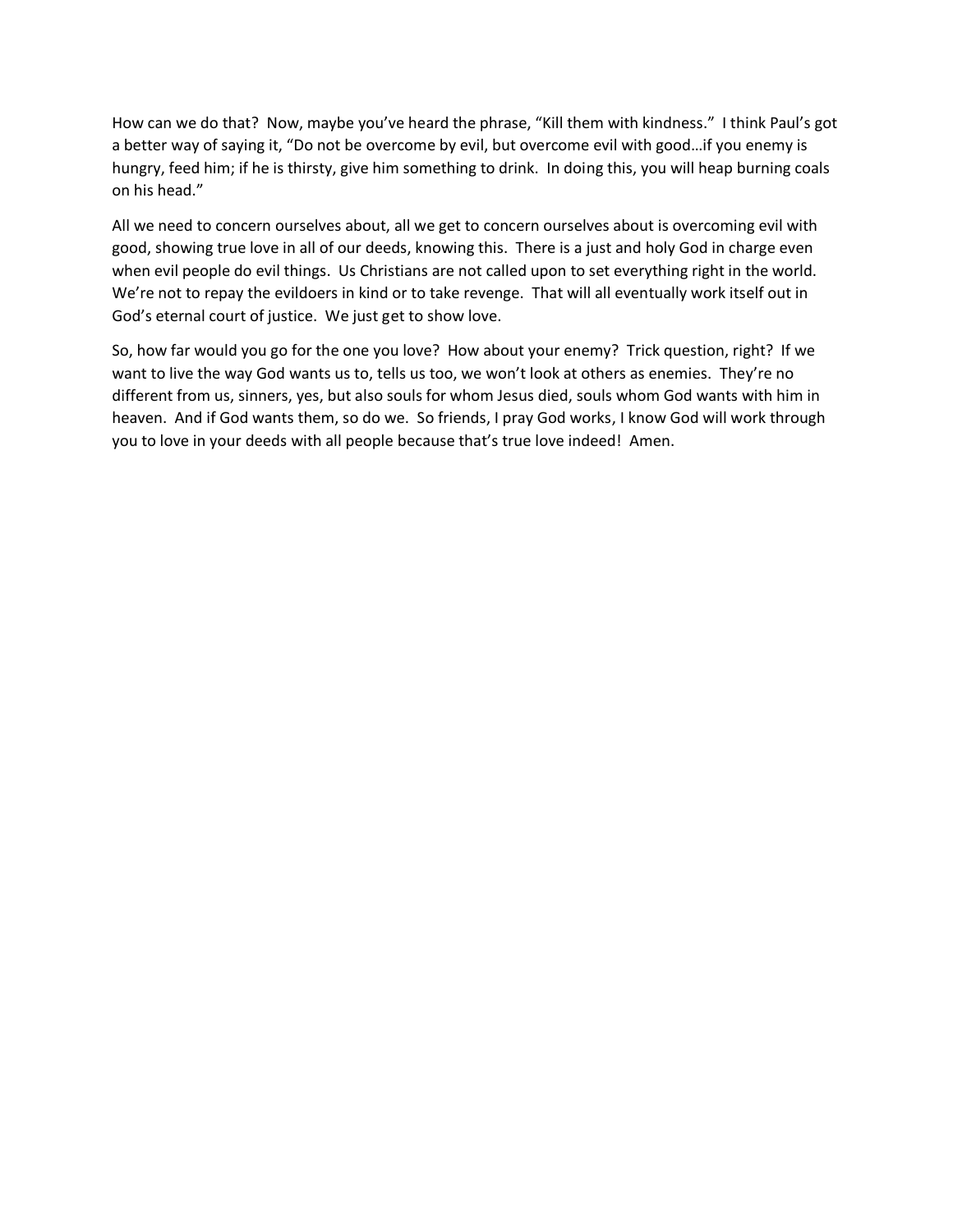How can we do that? Now, maybe you've heard the phrase, "Kill them with kindness." I think Paul's got a better way of saying it, "Do not be overcome by evil, but overcome evil with good…if you enemy is hungry, feed him; if he is thirsty, give him something to drink. In doing this, you will heap burning coals on his head."

All we need to concern ourselves about, all we get to concern ourselves about is overcoming evil with good, showing true love in all of our deeds, knowing this. There is a just and holy God in charge even when evil people do evil things. Us Christians are not called upon to set everything right in the world. We're not to repay the evildoers in kind or to take revenge. That will all eventually work itself out in God's eternal court of justice. We just get to show love.

So, how far would you go for the one you love? How about your enemy? Trick question, right? If we want to live the way God wants us to, tells us too, we won't look at others as enemies. They're no different from us, sinners, yes, but also souls for whom Jesus died, souls whom God wants with him in heaven. And if God wants them, so do we. So friends, I pray God works, I know God will work through you to love in your deeds with all people because that's true love indeed! Amen.